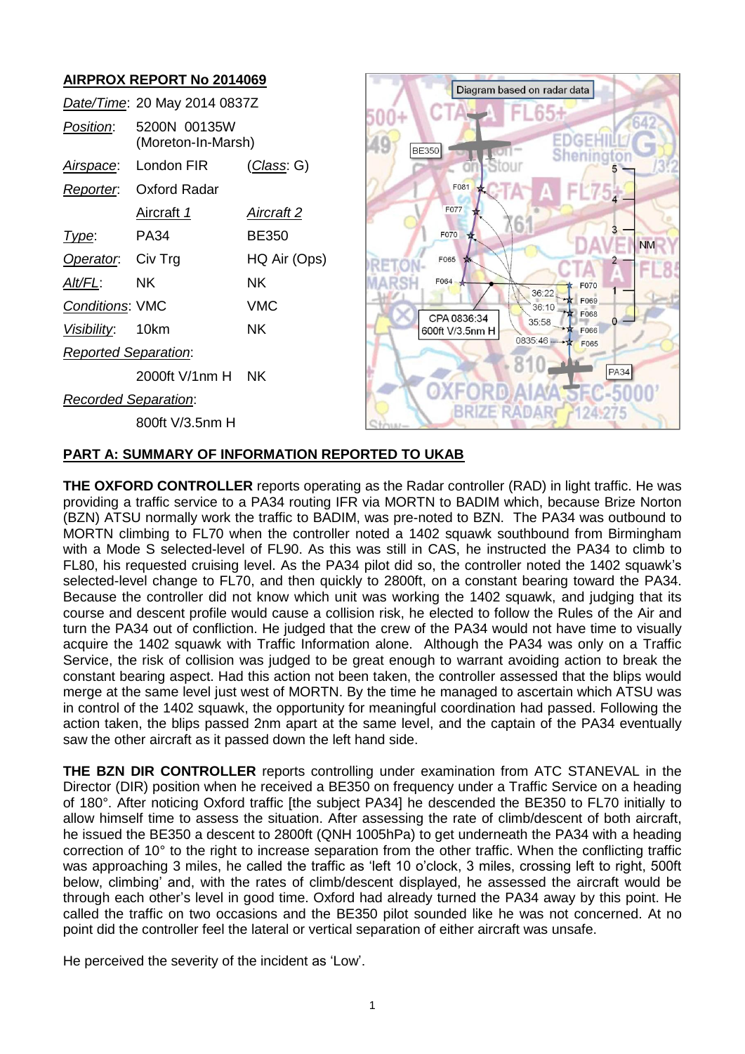## AIRPROX REPORT No 2014069

| | | |
|---|---|---|
| *Date/Time*: | 20 May 2014 0837Z | |
| *Position*: | 5200N 00135W (Moreton-In-Marsh) | |
| *Airspace*: | London FIR | (*Class*: G) |
| *Reporter*: | Oxford Radar | |
| | *Aircraft 1* | *Aircraft 2* |
| *Type*: | PA34 | BE350 |
| *Operator*: | Civ Trg | HQ Air (Ops) |
| *Alt/FL*: | NK | NK |
| *Conditions*: | VMC | VMC |
| *Visibility*: | 10km | NK |
| *Reported Separation*: | | |
| | 2000ft V/1nm H | NK |
| *Recorded Separation*: | | |
| | 800ft V/3.5nm H | |

Diagram based on radar data

CPA 0836:34 600ft V/3.5nm H

## PART A: SUMMARY OF INFORMATION REPORTED TO UKAB

**THE OXFORD CONTROLLER** reports operating as the Radar controller (RAD) in light traffic. He was providing a traffic service to a PA34 routing IFR via MORTN to BADIM which, because Brize Norton (BZN) ATSU normally work the traffic to BADIM, was pre-noted to BZN. The PA34 was outbound to MORTN climbing to FL70 when the controller noted a 1402 squawk southbound from Birmingham with a Mode S selected-level of FL90. As this was still in CAS, he instructed the PA34 to climb to FL80, his requested cruising level. As the PA34 pilot did so, the controller noted the 1402 squawk's selected-level change to FL70, and then quickly to 2800ft, on a constant bearing toward the PA34. Because the controller did not know which unit was working the 1402 squawk, and judging that its course and descent profile would cause a collision risk, he elected to follow the Rules of the Air and turn the PA34 out of confliction. He judged that the crew of the PA34 would not have time to visually acquire the 1402 squawk with Traffic Information alone. Although the PA34 was only on a Traffic Service, the risk of collision was judged to be great enough to warrant avoiding action to break the constant bearing aspect. Had this action not been taken, the controller assessed that the blips would merge at the same level just west of MORTN. By the time he managed to ascertain which ATSU was in control of the 1402 squawk, the opportunity for meaningful coordination had passed. Following the action taken, the blips passed 2nm apart at the same level, and the captain of the PA34 eventually saw the other aircraft as it passed down the left hand side.

**THE BZN DIR CONTROLLER** reports controlling under examination from ATC STANEVAL in the Director (DIR) position when he received a BE350 on frequency under a Traffic Service on a heading of 180°. After noticing Oxford traffic [the subject PA34] he descended the BE350 to FL70 initially to allow himself time to assess the situation. After assessing the rate of climb/descent of both aircraft, he issued the BE350 a descent to 2800ft (QNH 1005hPa) to get underneath the PA34 with a heading correction of 10° to the right to increase separation from the other traffic. When the conflicting traffic was approaching 3 miles, he called the traffic as 'left 10 o'clock, 3 miles, crossing left to right, 500ft below, climbing' and, with the rates of climb/descent displayed, he assessed the aircraft would be through each other's level in good time. Oxford had already turned the PA34 away by this point. He called the traffic on two occasions and the BE350 pilot sounded like he was not concerned. At no point did the controller feel the lateral or vertical separation of either aircraft was unsafe.

He perceived the severity of the incident as 'Low'.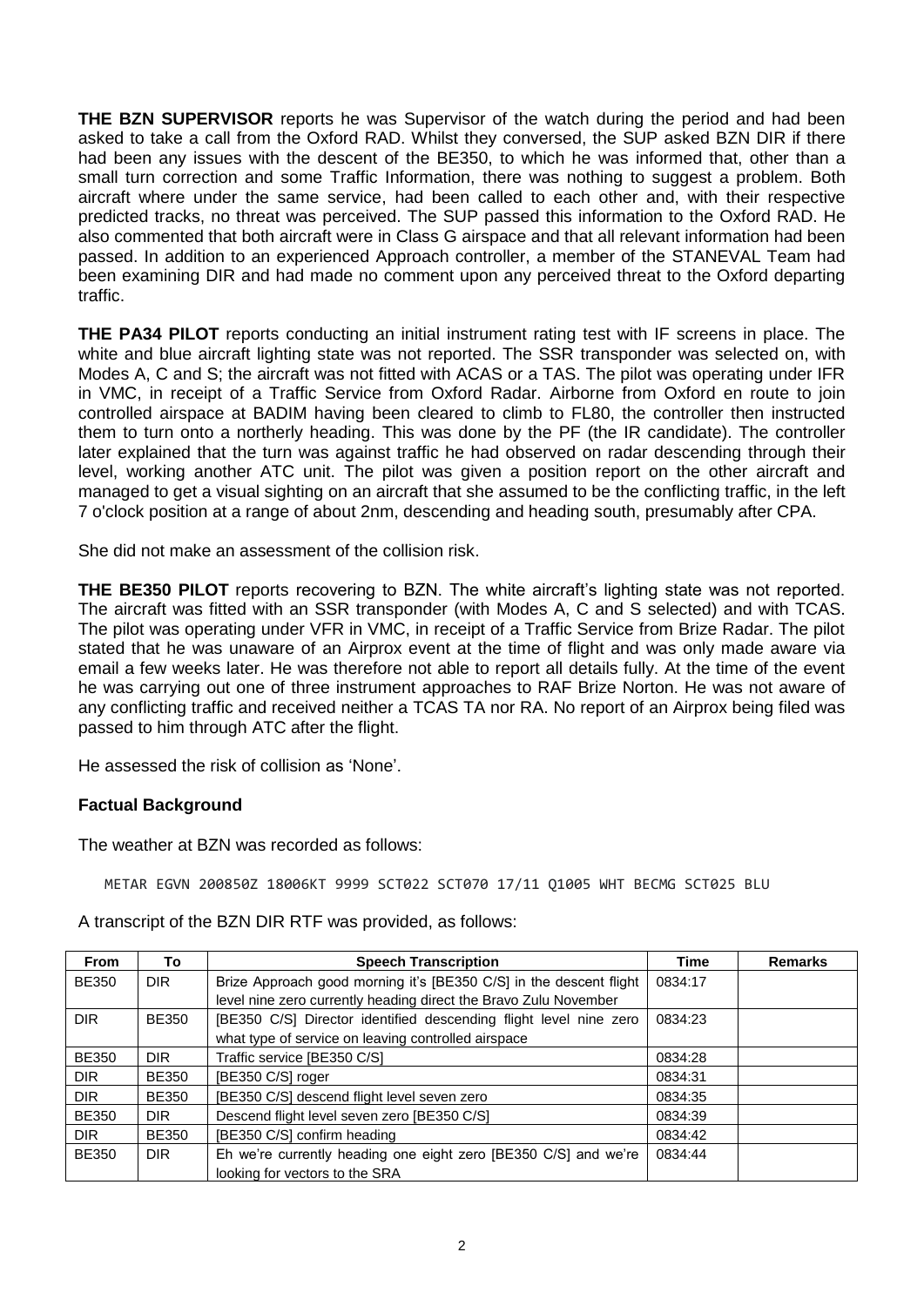**THE BZN SUPERVISOR** reports he was Supervisor of the watch during the period and had been asked to take a call from the Oxford RAD. Whilst they conversed, the SUP asked BZN DIR if there had been any issues with the descent of the BE350, to which he was informed that, other than a small turn correction and some Traffic Information, there was nothing to suggest a problem. Both aircraft where under the same service, had been called to each other and, with their respective predicted tracks, no threat was perceived. The SUP passed this information to the Oxford RAD. He also commented that both aircraft were in Class G airspace and that all relevant information had been passed. In addition to an experienced Approach controller, a member of the STANEVAL Team had been examining DIR and had made no comment upon any perceived threat to the Oxford departing traffic.

**THE PA34 PILOT** reports conducting an initial instrument rating test with IF screens in place. The white and blue aircraft lighting state was not reported. The SSR transponder was selected on, with Modes A, C and S; the aircraft was not fitted with ACAS or a TAS. The pilot was operating under IFR in VMC, in receipt of a Traffic Service from Oxford Radar. Airborne from Oxford en route to join controlled airspace at BADIM having been cleared to climb to FL80, the controller then instructed them to turn onto a northerly heading. This was done by the PF (the IR candidate). The controller later explained that the turn was against traffic he had observed on radar descending through their level, working another ATC unit. The pilot was given a position report on the other aircraft and managed to get a visual sighting on an aircraft that she assumed to be the conflicting traffic, in the left 7 o'clock position at a range of about 2nm, descending and heading south, presumably after CPA.

She did not make an assessment of the collision risk.

**THE BE350 PILOT** reports recovering to BZN. The white aircraft's lighting state was not reported. The aircraft was fitted with an SSR transponder (with Modes A, C and S selected) and with TCAS. The pilot was operating under VFR in VMC, in receipt of a Traffic Service from Brize Radar. The pilot stated that he was unaware of an Airprox event at the time of flight and was only made aware via email a few weeks later. He was therefore not able to report all details fully. At the time of the event he was carrying out one of three instrument approaches to RAF Brize Norton. He was not aware of any conflicting traffic and received neither a TCAS TA nor RA. No report of an Airprox being filed was passed to him through ATC after the flight.

He assessed the risk of collision as 'None'.

## Factual Background

The weather at BZN was recorded as follows:

```
METAR EGVN 200850Z 18006KT 9999 SCT022 SCT070 17/11 Q1005 WHT BECMG SCT025 BLU
```

A transcript of the BZN DIR RTF was provided, as follows:

| From | To | Speech Transcription | Time | Remarks |
|---|---|---|---|---|
| BE350 | DIR | Brize Approach good morning it's [BE350 C/S] in the descent flight level nine zero currently heading direct the Bravo Zulu November | 0834:17 | |
| DIR | BE350 | [BE350 C/S] Director identified descending flight level nine zero what type of service on leaving controlled airspace | 0834:23 | |
| BE350 | DIR | Traffic service [BE350 C/S] | 0834:28 | |
| DIR | BE350 | [BE350 C/S] roger | 0834:31 | |
| DIR | BE350 | [BE350 C/S] descend flight level seven zero | 0834:35 | |
| BE350 | DIR | Descend flight level seven zero [BE350 C/S] | 0834:39 | |
| DIR | BE350 | [BE350 C/S] confirm heading | 0834:42 | |
| BE350 | DIR | Eh we're currently heading one eight zero [BE350 C/S] and we're looking for vectors to the SRA | 0834:44 | |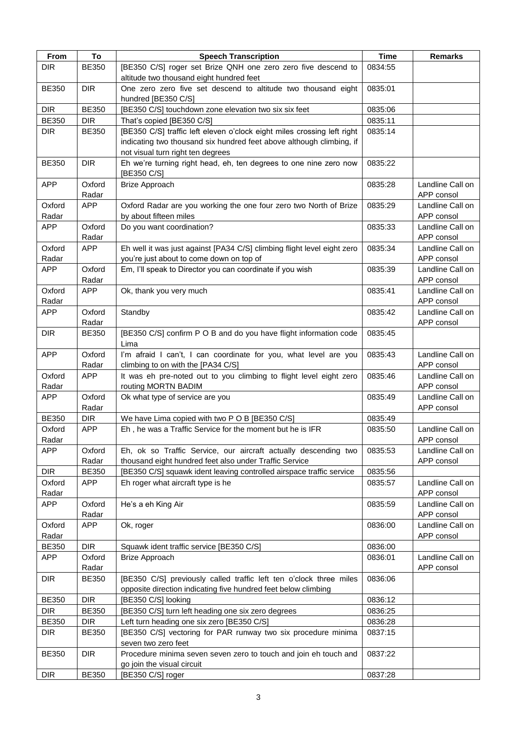| From | To | Speech Transcription | Time | Remarks |
|---|---|---|---|---|
| DIR | BE350 | [BE350 C/S] roger set Brize QNH one zero zero five descend to altitude two thousand eight hundred feet | 0834:55 | |
| BE350 | DIR | One zero zero five set descend to altitude two thousand eight hundred [BE350 C/S] | 0835:01 | |
| DIR | BE350 | [BE350 C/S] touchdown zone elevation two six six feet | 0835:06 | |
| BE350 | DIR | That's copied [BE350 C/S] | 0835:11 | |
| DIR | BE350 | [BE350 C/S] traffic left eleven o'clock eight miles crossing left right indicating two thousand six hundred feet above although climbing, if not visual turn right ten degrees | 0835:14 | |
| BE350 | DIR | Eh we're turning right head, eh, ten degrees to one nine zero now [BE350 C/S] | 0835:22 | |
| APP | Oxford Radar | Brize Approach | 0835:28 | Landline Call on APP consol |
| Oxford Radar | APP | Oxford Radar are you working the one four zero two North of Brize by about fifteen miles | 0835:29 | Landline Call on APP consol |
| APP | Oxford Radar | Do you want coordination? | 0835:33 | Landline Call on APP consol |
| Oxford Radar | APP | Eh well it was just against [PA34 C/S] climbing flight level eight zero you're just about to come down on top of | 0835:34 | Landline Call on APP consol |
| APP | Oxford Radar | Em, I'll speak to Director you can coordinate if you wish | 0835:39 | Landline Call on APP consol |
| Oxford Radar | APP | Ok, thank you very much | 0835:41 | Landline Call on APP consol |
| APP | Oxford Radar | Standby | 0835:42 | Landline Call on APP consol |
| DIR | BE350 | [BE350 C/S] confirm P O B and do you have flight information code Lima | 0835:45 | |
| APP | Oxford Radar | I'm afraid I can't, I can coordinate for you, what level are you climbing to on with the [PA34 C/S] | 0835:43 | Landline Call on APP consol |
| Oxford Radar | APP | It was eh pre-noted out to you climbing to flight level eight zero routing MORTN BADIM | 0835:46 | Landline Call on APP consol |
| APP | Oxford Radar | Ok what type of service are you | 0835:49 | Landline Call on APP consol |
| BE350 | DIR | We have Lima copied with two P O B [BE350 C/S] | 0835:49 | |
| Oxford Radar | APP | Eh , he was a Traffic Service for the moment but he is IFR | 0835:50 | Landline Call on APP consol |
| APP | Oxford Radar | Eh, ok so Traffic Service, our aircraft actually descending two thousand eight hundred feet also under Traffic Service | 0835:53 | Landline Call on APP consol |
| DIR | BE350 | [BE350 C/S] squawk ident leaving controlled airspace traffic service | 0835:56 | |
| Oxford Radar | APP | Eh roger what aircraft type is he | 0835:57 | Landline Call on APP consol |
| APP | Oxford Radar | He's a eh King Air | 0835:59 | Landline Call on APP consol |
| Oxford Radar | APP | Ok, roger | 0836:00 | Landline Call on APP consol |
| BE350 | DIR | Squawk ident traffic service [BE350 C/S] | 0836:00 | |
| APP | Oxford Radar | Brize Approach | 0836:01 | Landline Call on APP consol |
| DIR | BE350 | [BE350 C/S] previously called traffic left ten o'clock three miles opposite direction indicating five hundred feet below climbing | 0836:06 | |
| BE350 | DIR | [BE350 C/S] looking | 0836:12 | |
| DIR | BE350 | [BE350 C/S] turn left heading one six zero degrees | 0836:25 | |
| BE350 | DIR | Left turn heading one six zero [BE350 C/S] | 0836:28 | |
| DIR | BE350 | [BE350 C/S] vectoring for PAR runway two six procedure minima seven two zero feet | 0837:15 | |
| BE350 | DIR | Procedure minima seven seven zero to touch and join eh touch and go join the visual circuit | 0837:22 | |
| DIR | BE350 | [BE350 C/S] roger | 0837:28 | |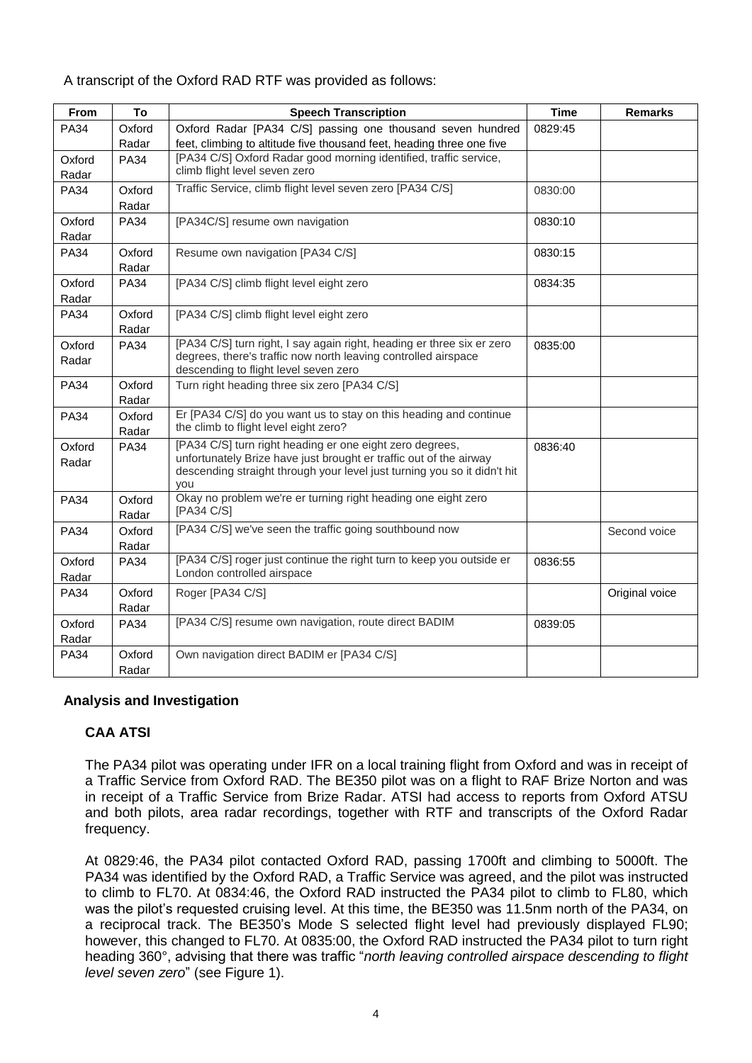A transcript of the Oxford RAD RTF was provided as follows:

| From | To | Speech Transcription | Time | Remarks |
|---|---|---|---|---|
| PA34 | Oxford Radar | Oxford Radar [PA34 C/S] passing one thousand seven hundred feet, climbing to altitude five thousand feet, heading three one five | 0829:45 | |
| Oxford Radar | PA34 | [PA34 C/S] Oxford Radar good morning identified, traffic service, climb flight level seven zero | | |
| PA34 | Oxford Radar | Traffic Service, climb flight level seven zero [PA34 C/S] | 0830:00 | |
| Oxford Radar | PA34 | [PA34C/S] resume own navigation | 0830:10 | |
| PA34 | Oxford Radar | Resume own navigation [PA34 C/S] | 0830:15 | |
| Oxford Radar | PA34 | [PA34 C/S] climb flight level eight zero | 0834:35 | |
| PA34 | Oxford Radar | [PA34 C/S] climb flight level eight zero | | |
| Oxford Radar | PA34 | [PA34 C/S] turn right, I say again right, heading er three six er zero degrees, there's traffic now north leaving controlled airspace descending to flight level seven zero | 0835:00 | |
| PA34 | Oxford Radar | Turn right heading three six zero [PA34 C/S] | | |
| PA34 | Oxford Radar | Er [PA34 C/S] do you want us to stay on this heading and continue the climb to flight level eight zero? | | |
| Oxford Radar | PA34 | [PA34 C/S] turn right heading er one eight zero degrees, unfortunately Brize have just brought er traffic out of the airway descending straight through your level just turning you so it didn't hit you | 0836:40 | |
| PA34 | Oxford Radar | Okay no problem we're er turning right heading one eight zero [PA34 C/S] | | |
| PA34 | Oxford Radar | [PA34 C/S] we've seen the traffic going southbound now | | Second voice |
| Oxford Radar | PA34 | [PA34 C/S] roger just continue the right turn to keep you outside er London controlled airspace | 0836:55 | |
| PA34 | Oxford Radar | Roger [PA34 C/S] | | Original voice |
| Oxford Radar | PA34 | [PA34 C/S] resume own navigation, route direct BADIM | 0839:05 | |
| PA34 | Oxford Radar | Own navigation direct BADIM er [PA34 C/S] | | |

## Analysis and Investigation

### CAA ATSI

The PA34 pilot was operating under IFR on a local training flight from Oxford and was in receipt of a Traffic Service from Oxford RAD. The BE350 pilot was on a flight to RAF Brize Norton and was in receipt of a Traffic Service from Brize Radar. ATSI had access to reports from Oxford ATSU and both pilots, area radar recordings, together with RTF and transcripts of the Oxford Radar frequency.

At 0829:46, the PA34 pilot contacted Oxford RAD, passing 1700ft and climbing to 5000ft. The PA34 was identified by the Oxford RAD, a Traffic Service was agreed, and the pilot was instructed to climb to FL70. At 0834:46, the Oxford RAD instructed the PA34 pilot to climb to FL80, which was the pilot's requested cruising level. At this time, the BE350 was 11.5nm north of the PA34, on a reciprocal track. The BE350's Mode S selected flight level had previously displayed FL90; however, this changed to FL70. At 0835:00, the Oxford RAD instructed the PA34 pilot to turn right heading 360°, advising that there was traffic "*north leaving controlled airspace descending to flight level seven zero*" (see Figure 1).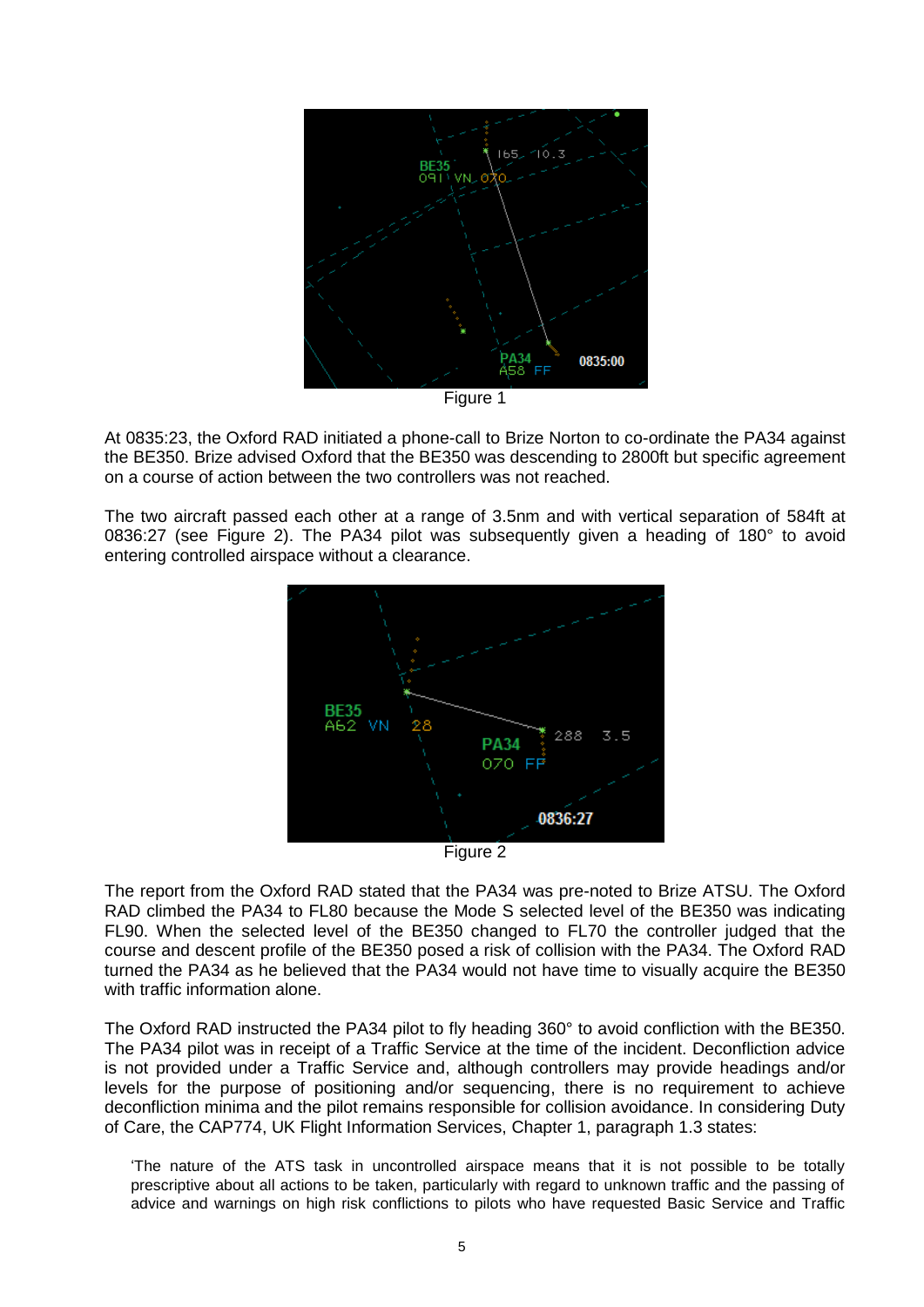Figure 1

At 0835:23, the Oxford RAD initiated a phone-call to Brize Norton to co-ordinate the PA34 against the BE350. Brize advised Oxford that the BE350 was descending to 2800ft but specific agreement on a course of action between the two controllers was not reached.

The two aircraft passed each other at a range of 3.5nm and with vertical separation of 584ft at 0836:27 (see Figure 2). The PA34 pilot was subsequently given a heading of 180° to avoid entering controlled airspace without a clearance.

Figure 2

The report from the Oxford RAD stated that the PA34 was pre-noted to Brize ATSU. The Oxford RAD climbed the PA34 to FL80 because the Mode S selected level of the BE350 was indicating FL90. When the selected level of the BE350 changed to FL70 the controller judged that the course and descent profile of the BE350 posed a risk of collision with the PA34. The Oxford RAD turned the PA34 as he believed that the PA34 would not have time to visually acquire the BE350 with traffic information alone.

The Oxford RAD instructed the PA34 pilot to fly heading 360° to avoid confliction with the BE350. The PA34 pilot was in receipt of a Traffic Service at the time of the incident. Deconfliction advice is not provided under a Traffic Service and, although controllers may provide headings and/or levels for the purpose of positioning and/or sequencing, there is no requirement to achieve deconfliction minima and the pilot remains responsible for collision avoidance. In considering Duty of Care, the CAP774, UK Flight Information Services, Chapter 1, paragraph 1.3 states:

> 'The nature of the ATS task in uncontrolled airspace means that it is not possible to be totally prescriptive about all actions to be taken, particularly with regard to unknown traffic and the passing of advice and warnings on high risk conflictions to pilots who have requested Basic Service and Traffic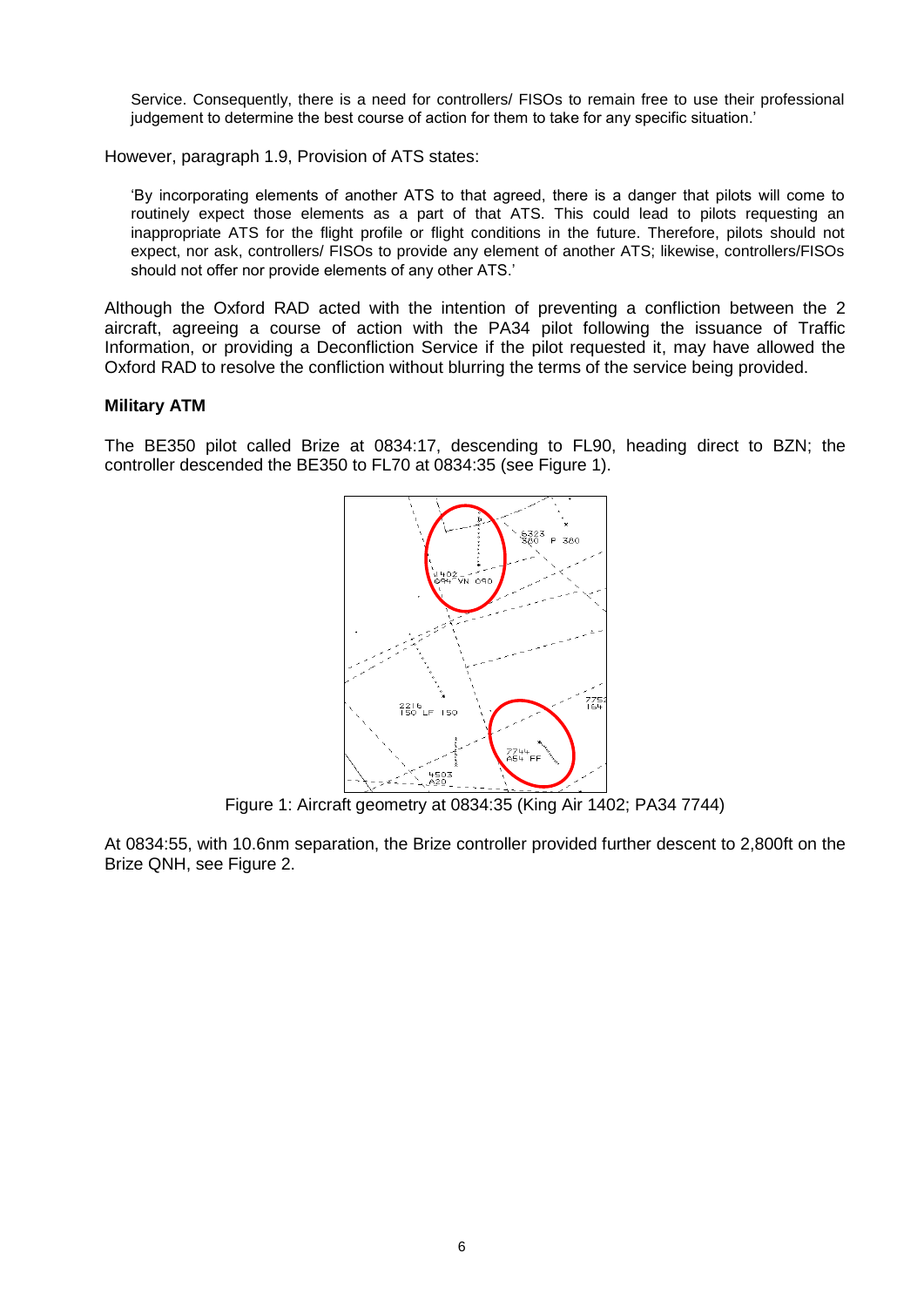> Service. Consequently, there is a need for controllers/ FISOs to remain free to use their professional judgement to determine the best course of action for them to take for any specific situation.'

However, paragraph 1.9, Provision of ATS states:

> 'By incorporating elements of another ATS to that agreed, there is a danger that pilots will come to routinely expect those elements as a part of that ATS. This could lead to pilots requesting an inappropriate ATS for the flight profile or flight conditions in the future. Therefore, pilots should not expect, nor ask, controllers/ FISOs to provide any element of another ATS; likewise, controllers/FISOs should not offer nor provide elements of any other ATS.'

Although the Oxford RAD acted with the intention of preventing a confliction between the 2 aircraft, agreeing a course of action with the PA34 pilot following the issuance of Traffic Information, or providing a Deconfliction Service if the pilot requested it, may have allowed the Oxford RAD to resolve the confliction without blurring the terms of the service being provided.

**Military ATM**

The BE350 pilot called Brize at 0834:17, descending to FL90, heading direct to BZN; the controller descended the BE350 to FL70 at 0834:35 (see Figure 1).

Figure 1: Aircraft geometry at 0834:35 (King Air 1402; PA34 7744)

At 0834:55, with 10.6nm separation, the Brize controller provided further descent to 2,800ft on the Brize QNH, see Figure 2.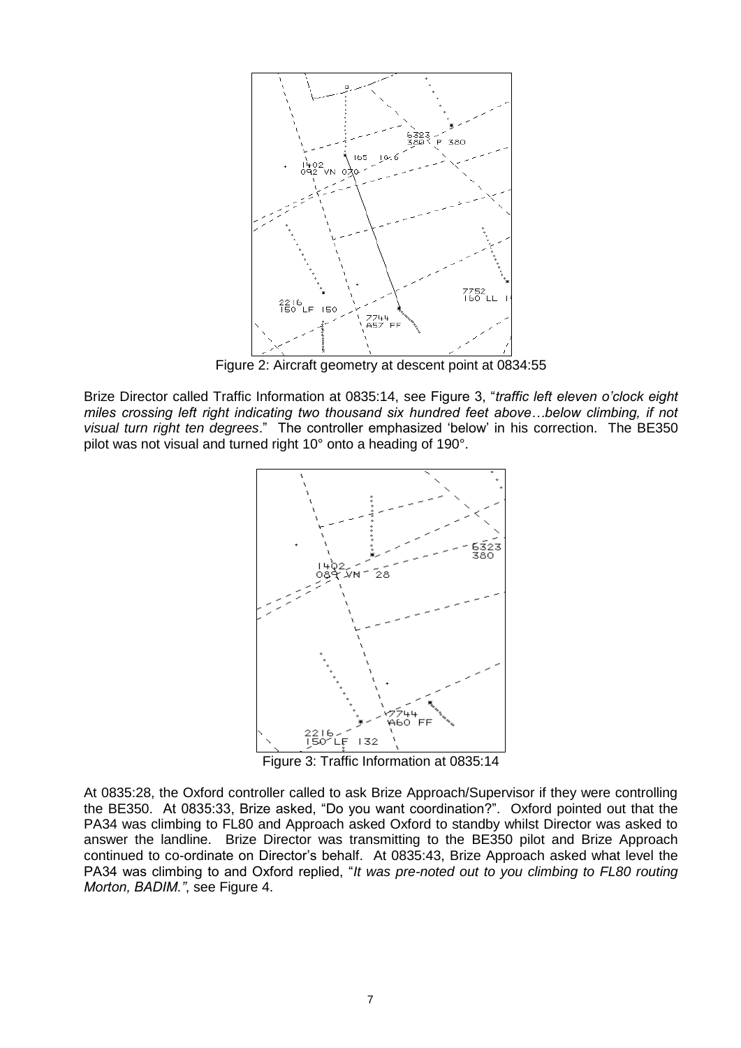Figure 2: Aircraft geometry at descent point at 0834:55

Brize Director called Traffic Information at 0835:14, see Figure 3, "*traffic left eleven o'clock eight miles crossing left right indicating two thousand six hundred feet above…below climbing, if not visual turn right ten degrees*." The controller emphasized 'below' in his correction. The BE350 pilot was not visual and turned right 10° onto a heading of 190°.

Figure 3: Traffic Information at 0835:14

At 0835:28, the Oxford controller called to ask Brize Approach/Supervisor if they were controlling the BE350. At 0835:33, Brize asked, "Do you want coordination?". Oxford pointed out that the PA34 was climbing to FL80 and Approach asked Oxford to standby whilst Director was asked to answer the landline. Brize Director was transmitting to the BE350 pilot and Brize Approach continued to co-ordinate on Director's behalf. At 0835:43, Brize Approach asked what level the PA34 was climbing to and Oxford replied, "*It was pre-noted out to you climbing to FL80 routing Morton, BADIM."*, see Figure 4.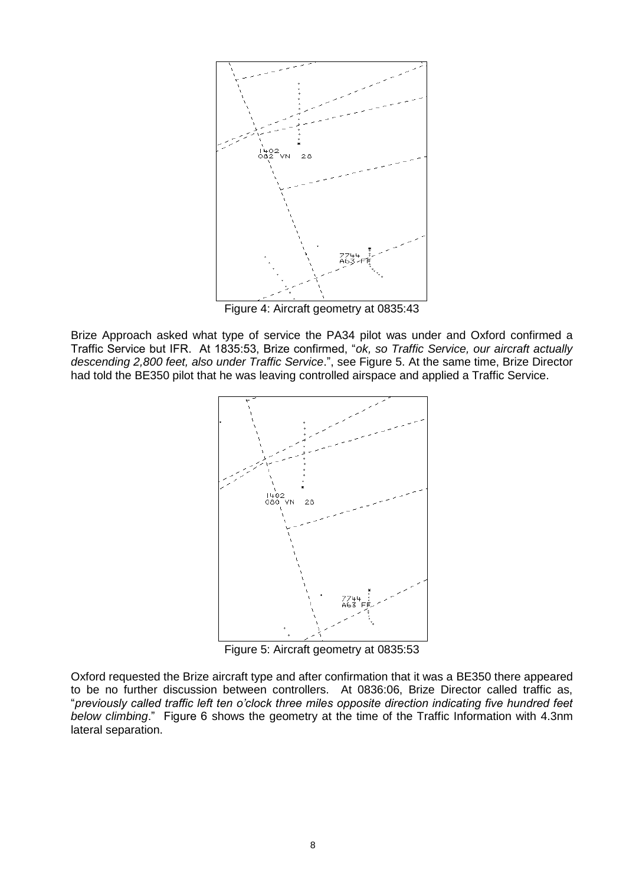Figure 4: Aircraft geometry at 0835:43

Brize Approach asked what type of service the PA34 pilot was under and Oxford confirmed a Traffic Service but IFR. At 1835:53, Brize confirmed, "*ok, so Traffic Service, our aircraft actually descending 2,800 feet, also under Traffic Service*.", see Figure 5. At the same time, Brize Director had told the BE350 pilot that he was leaving controlled airspace and applied a Traffic Service.

Figure 5: Aircraft geometry at 0835:53

Oxford requested the Brize aircraft type and after confirmation that it was a BE350 there appeared to be no further discussion between controllers. At 0836:06, Brize Director called traffic as, "*previously called traffic left ten o'clock three miles opposite direction indicating five hundred feet below climbing*." Figure 6 shows the geometry at the time of the Traffic Information with 4.3nm lateral separation.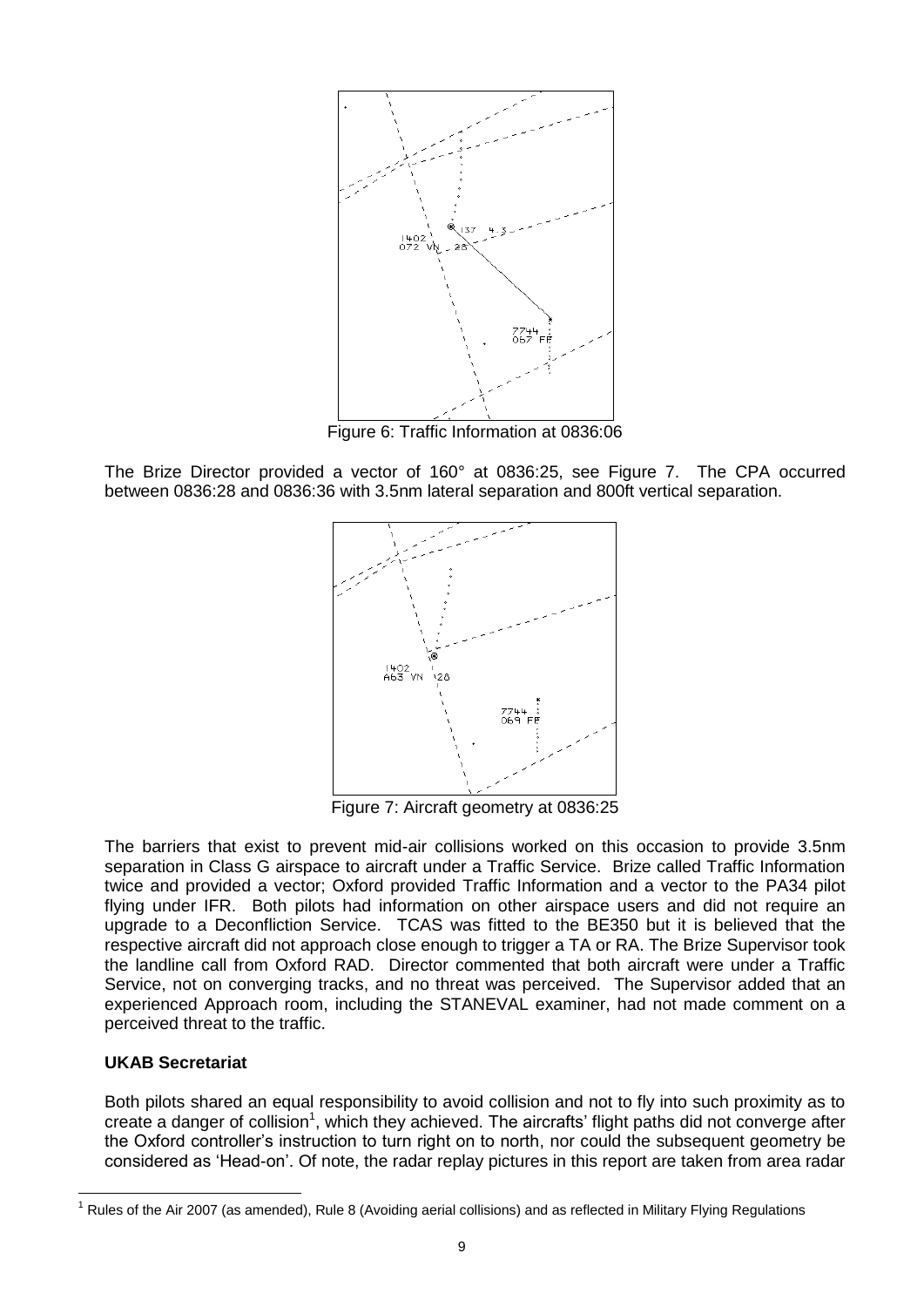Figure 6: Traffic Information at 0836:06

The Brize Director provided a vector of 160° at 0836:25, see Figure 7. The CPA occurred between 0836:28 and 0836:36 with 3.5nm lateral separation and 800ft vertical separation.

Figure 7: Aircraft geometry at 0836:25

The barriers that exist to prevent mid-air collisions worked on this occasion to provide 3.5nm separation in Class G airspace to aircraft under a Traffic Service. Brize called Traffic Information twice and provided a vector; Oxford provided Traffic Information and a vector to the PA34 pilot flying under IFR. Both pilots had information on other airspace users and did not require an upgrade to a Deconfliction Service. TCAS was fitted to the BE350 but it is believed that the respective aircraft did not approach close enough to trigger a TA or RA. The Brize Supervisor took the landline call from Oxford RAD. Director commented that both aircraft were under a Traffic Service, not on converging tracks, and no threat was perceived. The Supervisor added that an experienced Approach room, including the STANEVAL examiner, had not made comment on a perceived threat to the traffic.

## UKAB Secretariat

Both pilots shared an equal responsibility to avoid collision and not to fly into such proximity as to create a danger of collision[1], which they achieved. The aircrafts' flight paths did not converge after the Oxford controller's instruction to turn right on to north, nor could the subsequent geometry be considered as 'Head-on'. Of note, the radar replay pictures in this report are taken from area radar

[1] Rules of the Air 2007 (as amended), Rule 8 (Avoiding aerial collisions) and as reflected in Military Flying Regulations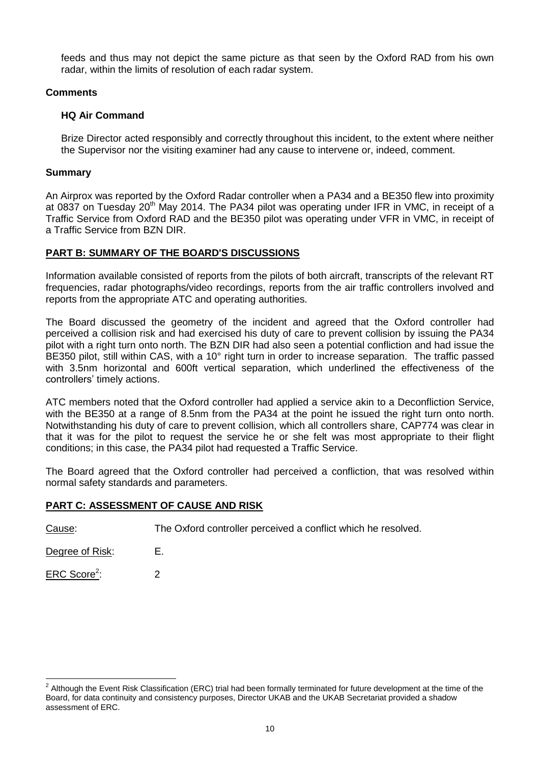feeds and thus may not depict the same picture as that seen by the Oxford RAD from his own radar, within the limits of resolution of each radar system.

**Comments**

**HQ Air Command**

Brize Director acted responsibly and correctly throughout this incident, to the extent where neither the Supervisor nor the visiting examiner had any cause to intervene or, indeed, comment.

**Summary**

An Airprox was reported by the Oxford Radar controller when a PA34 and a BE350 flew into proximity at 0837 on Tuesday 20th May 2014. The PA34 pilot was operating under IFR in VMC, in receipt of a Traffic Service from Oxford RAD and the BE350 pilot was operating under VFR in VMC, in receipt of a Traffic Service from BZN DIR.

**PART B: SUMMARY OF THE BOARD'S DISCUSSIONS**

Information available consisted of reports from the pilots of both aircraft, transcripts of the relevant RT frequencies, radar photographs/video recordings, reports from the air traffic controllers involved and reports from the appropriate ATC and operating authorities.

The Board discussed the geometry of the incident and agreed that the Oxford controller had perceived a collision risk and had exercised his duty of care to prevent collision by issuing the PA34 pilot with a right turn onto north. The BZN DIR had also seen a potential confliction and had issue the BE350 pilot, still within CAS, with a 10° right turn in order to increase separation. The traffic passed with 3.5nm horizontal and 600ft vertical separation, which underlined the effectiveness of the controllers' timely actions.

ATC members noted that the Oxford controller had applied a service akin to a Deconfliction Service, with the BE350 at a range of 8.5nm from the PA34 at the point he issued the right turn onto north. Notwithstanding his duty of care to prevent collision, which all controllers share, CAP774 was clear in that it was for the pilot to request the service he or she felt was most appropriate to their flight conditions; in this case, the PA34 pilot had requested a Traffic Service.

The Board agreed that the Oxford controller had perceived a confliction, that was resolved within normal safety standards and parameters.

**PART C: ASSESSMENT OF CAUSE AND RISK**

Cause: The Oxford controller perceived a conflict which he resolved.

Degree of Risk: E.

ERC Score[2]: 2

[2] Although the Event Risk Classification (ERC) trial had been formally terminated for future development at the time of the Board, for data continuity and consistency purposes, Director UKAB and the UKAB Secretariat provided a shadow assessment of ERC.